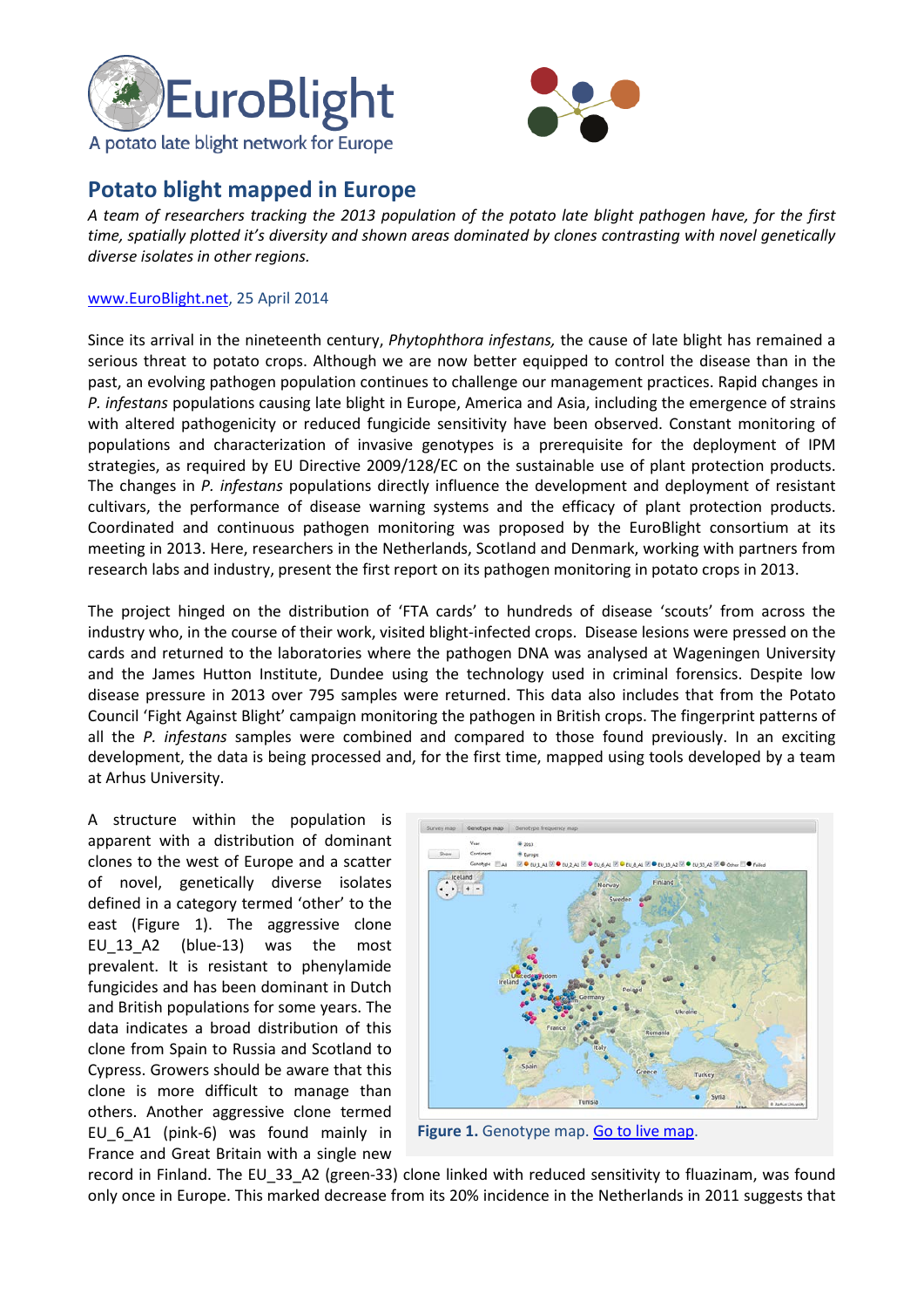EuroBlight

A potato late blight network for Europe

# Potato blight mapped in Europe

*A team of researchers tracking the 2013 population of the potato late blight pathogen have, for the first time, spatially plotted it's diversity and shown areas dominated by clones contrasting with novel genetically diverse isolates in other regions.*

www.EuroBlight.net, 25 April 2014

Since its arrival in the nineteenth century, *Phytophthora infestans,* the cause of late blight has remained a serious threat to potato crops. Although we are now better equipped to control the disease than in the past, an evolving pathogen population continues to challenge our management practices. Rapid changes in *P. infestans* populations causing late blight in Europe, America and Asia, including the emergence of strains with altered pathogenicity or reduced fungicide sensitivity have been observed. Constant monitoring of populations and characterization of invasive genotypes is a prerequisite for the deployment of IPM strategies, as required by EU Directive 2009/128/EC on the sustainable use of plant protection products. The changes in *P. infestans* populations directly influence the development and deployment of resistant cultivars, the performance of disease warning systems and the efficacy of plant protection products. Coordinated and continuous pathogen monitoring was proposed by the EuroBlight consortium at its meeting in 2013. Here, researchers in the Netherlands, Scotland and Denmark, working with partners from research labs and industry, present the first report on its pathogen monitoring in potato crops in 2013.

The project hinged on the distribution of 'FTA cards' to hundreds of disease 'scouts' from across the industry who, in the course of their work, visited blight-infected crops. Disease lesions were pressed on the cards and returned to the laboratories where the pathogen DNA was analysed at Wageningen University and the James Hutton Institute, Dundee using the technology used in criminal forensics. Despite low disease pressure in 2013 over 795 samples were returned. This data also includes that from the Potato Council 'Fight Against Blight' campaign monitoring the pathogen in British crops. The fingerprint patterns of all the *P. infestans* samples were combined and compared to those found previously. In an exciting development, the data is being processed and, for the first time, mapped using tools developed by a team at Arhus University.

A structure within the population is apparent with a distribution of dominant clones to the west of Europe and a scatter of novel, genetically diverse isolates defined in a category termed 'other' to the east (Figure 1). The aggressive clone EU_13_A2 (blue-13) was the most prevalent. It is resistant to phenylamide fungicides and has been dominant in Dutch and British populations for some years. The data indicates a broad distribution of this clone from Spain to Russia and Scotland to Cypress. Growers should be aware that this clone is more difficult to manage than others. Another aggressive clone termed EU_6_A1 (pink-6) was found mainly in France and Great Britain with a single new record in Finland. The EU_33_A2 (green-33) clone linked with reduced sensitivity to fluazinam, was found only once in Europe. This marked decrease from its 20% incidence in the Netherlands in 2011 suggests that

**Figure 1.** Genotype map. Go to live map.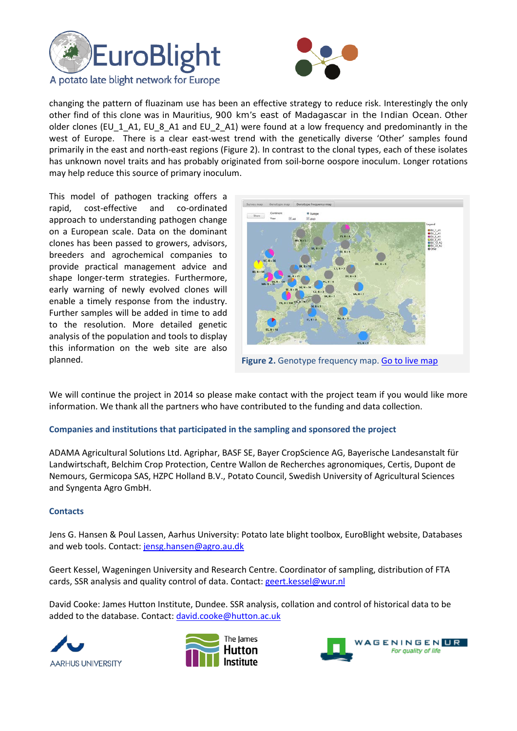changing the pattern of fluazinam use has been an effective strategy to reduce risk. Interestingly the only other find of this clone was in Mauritius, 900 km's east of Madagascar in the Indian Ocean. Other older clones (EU_1_A1, EU_8_A1 and EU_2_A1) were found at a low frequency and predominantly in the west of Europe. There is a clear east-west trend with the genetically diverse 'Other' samples found primarily in the east and north-east regions (Figure 2). In contrast to the clonal types, each of these isolates has unknown novel traits and has probably originated from soil-borne oospore inoculum. Longer rotations may help reduce this source of primary inoculum.

This model of pathogen tracking offers a rapid, cost-effective and co-ordinated approach to understanding pathogen change on a European scale. Data on the dominant clones has been passed to growers, advisors, breeders and agrochemical companies to provide practical management advice and shape longer-term strategies. Furthermore, early warning of newly evolved clones will enable a timely response from the industry. Further samples will be added in time to add to the resolution. More detailed genetic analysis of the population and tools to display this information on the web site are also planned.

**Figure 2.** Genotype frequency map. [Go to live map]

We will continue the project in 2014 so please make contact with the project team if you would like more information. We thank all the partners who have contributed to the funding and data collection.

### Companies and institutions that participated in the sampling and sponsored the project

ADAMA Agricultural Solutions Ltd. Agriphar, BASF SE, Bayer CropScience AG, Bayerische Landesanstalt für Landwirtschaft, Belchim Crop Protection, Centre Wallon de Recherches agronomiques, Certis, Dupont de Nemours, Germicopa SAS, HZPC Holland B.V., Potato Council, Swedish University of Agricultural Sciences and Syngenta Agro GmbH.

### Contacts

Jens G. Hansen & Poul Lassen, Aarhus University: Potato late blight toolbox, EuroBlight website, Databases and web tools. Contact: jensg.hansen@agro.au.dk

Geert Kessel, Wageningen University and Research Centre. Coordinator of sampling, distribution of FTA cards, SSR analysis and quality control of data. Contact: geert.kessel@wur.nl

David Cooke: James Hutton Institute, Dundee. SSR analysis, collation and control of historical data to be added to the database. Contact: david.cooke@hutton.ac.uk